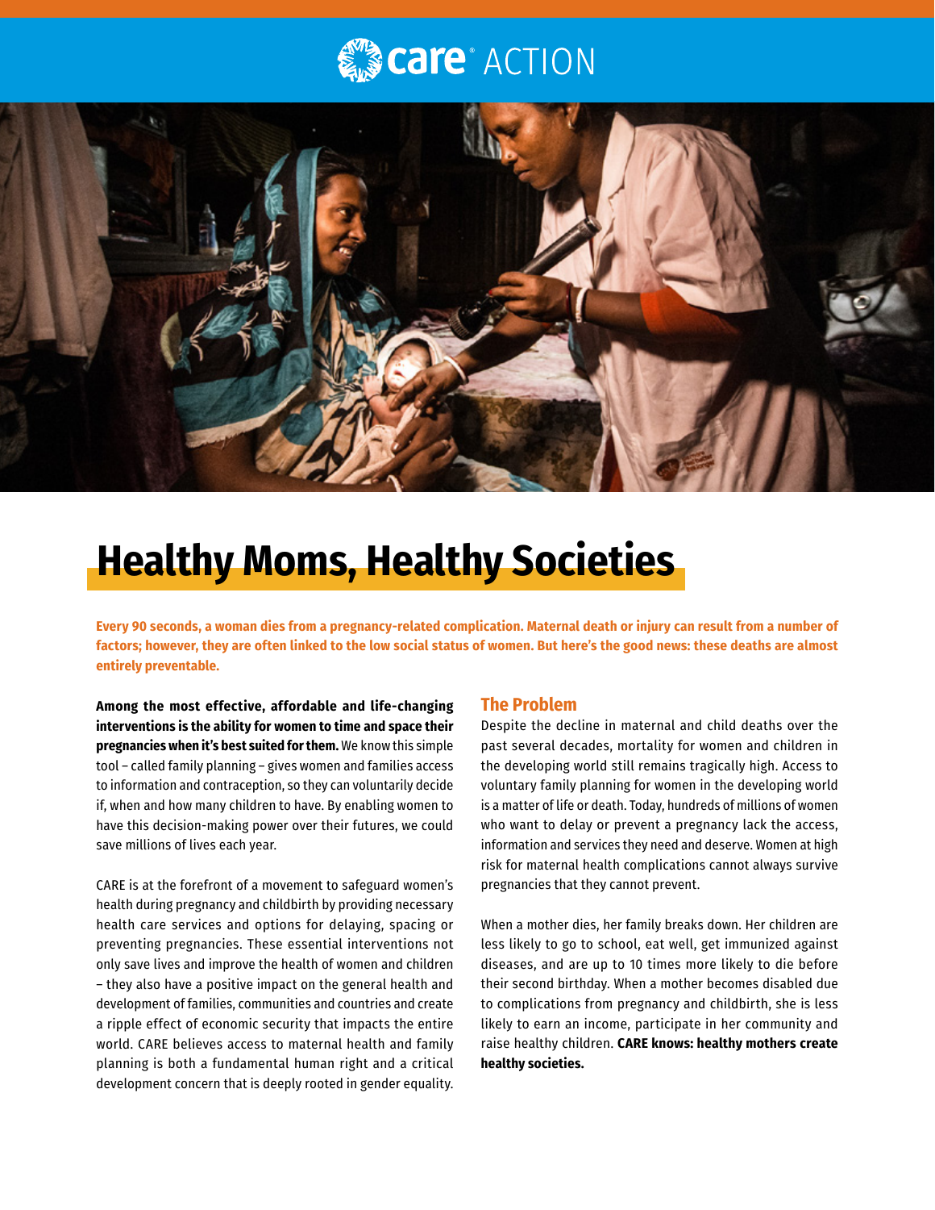care® ACTION

# Healthy Moms, Healthy Societies

**Every 90 seconds, a woman dies from a pregnancy-related complication. Maternal death or injury can result from a number of factors; however, they are often linked to the low social status of women. But here's the good news: these deaths are almost entirely preventable.**

**Among the most effective, affordable and life-changing interventions is the ability for women to time and space their pregnancies when it's best suited for them.** We know this simple tool – called family planning – gives women and families access to information and contraception, so they can voluntarily decide if, when and how many children to have. By enabling women to have this decision-making power over their futures, we could save millions of lives each year.

CARE is at the forefront of a movement to safeguard women's health during pregnancy and childbirth by providing necessary health care services and options for delaying, spacing or preventing pregnancies. These essential interventions not only save lives and improve the health of women and children – they also have a positive impact on the general health and development of families, communities and countries and create a ripple effect of economic security that impacts the entire world. CARE believes access to maternal health and family planning is both a fundamental human right and a critical development concern that is deeply rooted in gender equality.

## The Problem

Despite the decline in maternal and child deaths over the past several decades, mortality for women and children in the developing world still remains tragically high. Access to voluntary family planning for women in the developing world is a matter of life or death. Today, hundreds of millions of women who want to delay or prevent a pregnancy lack the access, information and services they need and deserve. Women at high risk for maternal health complications cannot always survive pregnancies that they cannot prevent.

When a mother dies, her family breaks down. Her children are less likely to go to school, eat well, get immunized against diseases, and are up to 10 times more likely to die before their second birthday. When a mother becomes disabled due to complications from pregnancy and childbirth, she is less likely to earn an income, participate in her community and raise healthy children. **CARE knows: healthy mothers create healthy societies.**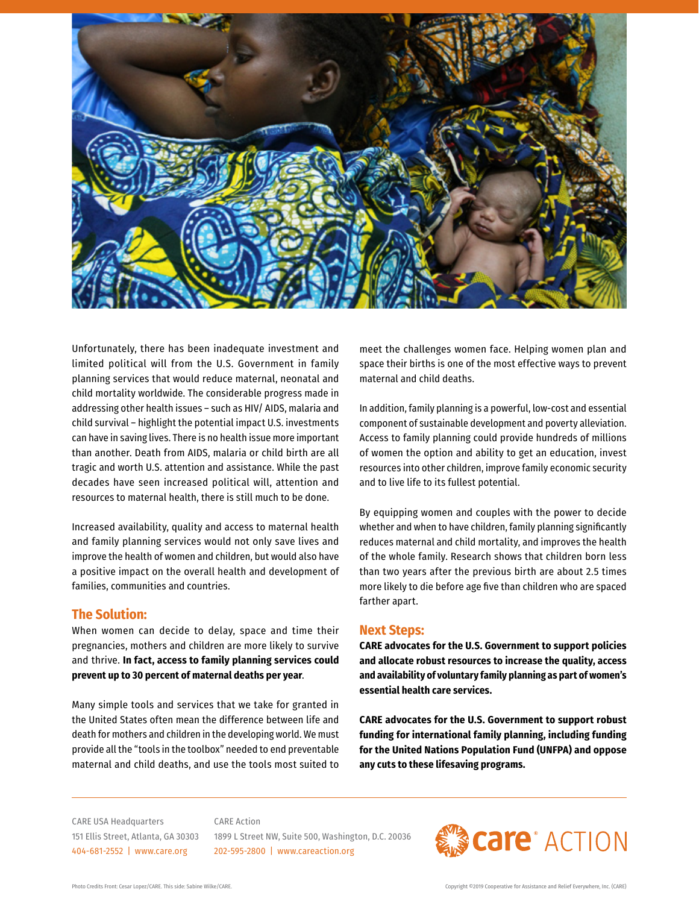Unfortunately, there has been inadequate investment and limited political will from the U.S. Government in family planning services that would reduce maternal, neonatal and child mortality worldwide. The considerable progress made in addressing other health issues – such as HIV/ AIDS, malaria and child survival – highlight the potential impact U.S. investments can have in saving lives. There is no health issue more important than another. Death from AIDS, malaria or child birth are all tragic and worth U.S. attention and assistance. While the past decades have seen increased political will, attention and resources to maternal health, there is still much to be done.

Increased availability, quality and access to maternal health and family planning services would not only save lives and improve the health of women and children, but would also have a positive impact on the overall health and development of families, communities and countries.

## The Solution:

When women can decide to delay, space and time their pregnancies, mothers and children are more likely to survive and thrive. **In fact, access to family planning services could prevent up to 30 percent of maternal deaths per year**.

Many simple tools and services that we take for granted in the United States often mean the difference between life and death for mothers and children in the developing world. We must provide all the "tools in the toolbox" needed to end preventable maternal and child deaths, and use the tools most suited to meet the challenges women face. Helping women plan and space their births is one of the most effective ways to prevent maternal and child deaths.

In addition, family planning is a powerful, low-cost and essential component of sustainable development and poverty alleviation. Access to family planning could provide hundreds of millions of women the option and ability to get an education, invest resources into other children, improve family economic security and to live life to its fullest potential.

By equipping women and couples with the power to decide whether and when to have children, family planning significantly reduces maternal and child mortality, and improves the health of the whole family. Research shows that children born less than two years after the previous birth are about 2.5 times more likely to die before age five than children who are spaced farther apart.

## Next Steps:

**CARE advocates for the U.S. Government to support policies and allocate robust resources to increase the quality, access and availability of voluntary family planning as part of women's essential health care services.**

**CARE advocates for the U.S. Government to support robust funding for international family planning, including funding for the United Nations Population Fund (UNFPA) and oppose any cuts to these lifesaving programs.**

---

CARE USA Headquarters
151 Ellis Street, Atlanta, GA 30303
404-681-2552 | www.care.org

CARE Action
1899 L Street NW, Suite 500, Washington, D.C. 20036
202-595-2800 | www.careaction.org

care® ACTION

Photo Credits Front: Cesar Lopez/CARE. This side: Sabine Wilke/CARE.

Copyright ©2019 Cooperative for Assistance and Relief Everywhere, Inc. (CARE)